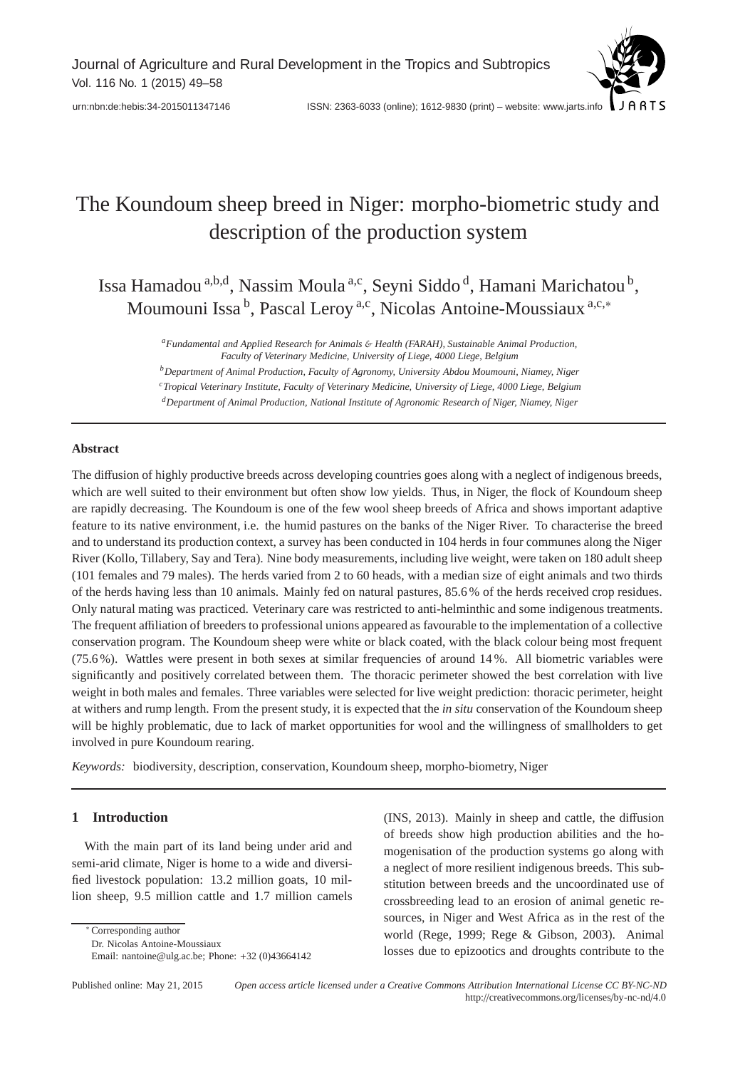# The Koundoum sheep breed in Niger: morpho-biometric study and description of the production system

Issa Hamadou [a,b,d], Nassim Moula [a,c], Seyni Siddo [d], Hamani Marichatou [b], Moumouni Issa [b], Pascal Leroy [a,c], Nicolas Antoine-Moussiaux [a,c,*]

[a] *Fundamental and Applied Research for Animals & Health (FARAH), Sustainable Animal Production, Faculty of Veterinary Medicine, University of Liege, 4000 Liege, Belgium*

[b] *Department of Animal Production, Faculty of Agronomy, University Abdou Moumouni, Niamey, Niger*

[c] *Tropical Veterinary Institute, Faculty of Veterinary Medicine, University of Liege, 4000 Liege, Belgium*

[d] *Department of Animal Production, National Institute of Agronomic Research of Niger, Niamey, Niger*

## Abstract

The diffusion of highly productive breeds across developing countries goes along with a neglect of indigenous breeds, which are well suited to their environment but often show low yields. Thus, in Niger, the flock of Koundoum sheep are rapidly decreasing. The Koundoum is one of the few wool sheep breeds of Africa and shows important adaptive feature to its native environment, i.e. the humid pastures on the banks of the Niger River. To characterise the breed and to understand its production context, a survey has been conducted in 104 herds in four communes along the Niger River (Kollo, Tillabery, Say and Tera). Nine body measurements, including live weight, were taken on 180 adult sheep (101 females and 79 males). The herds varied from 2 to 60 heads, with a median size of eight animals and two thirds of the herds having less than 10 animals. Mainly fed on natural pastures, 85.6 % of the herds received crop residues. Only natural mating was practiced. Veterinary care was restricted to anti-helminthic and some indigenous treatments. The frequent affiliation of breeders to professional unions appeared as favourable to the implementation of a collective conservation program. The Koundoum sheep were white or black coated, with the black colour being most frequent (75.6 %). Wattles were present in both sexes at similar frequencies of around 14 %. All biometric variables were significantly and positively correlated between them. The thoracic perimeter showed the best correlation with live weight in both males and females. Three variables were selected for live weight prediction: thoracic perimeter, height at withers and rump length. From the present study, it is expected that the *in situ* conservation of the Koundoum sheep will be highly problematic, due to lack of market opportunities for wool and the willingness of smallholders to get involved in pure Koundoum rearing.

*Keywords:* biodiversity, description, conservation, Koundoum sheep, morpho-biometry, Niger

## 1 Introduction

With the main part of its land being under arid and semi-arid climate, Niger is home to a wide and diversified livestock population: 13.2 million goats, 10 million sheep, 9.5 million cattle and 1.7 million camels (INS, 2013). Mainly in sheep and cattle, the diffusion of breeds show high production abilities and the homogenisation of the production systems go along with a neglect of more resilient indigenous breeds. This substitution between breeds and the uncoordinated use of crossbreeding lead to an erosion of animal genetic resources, in Niger and West Africa as in the rest of the world (Rege, 1999; Rege & Gibson, 2003). Animal losses due to epizootics and droughts contribute to the

[*] Corresponding author
Dr. Nicolas Antoine-Moussiaux
Email: nantoine@ulg.ac.be; Phone: +32 (0)43664142

Published online: May 21, 2015 — *Open access article licensed under a Creative Commons Attribution International License CC BY-NC-ND* http://creativecommons.org/licenses/by-nc-nd/4.0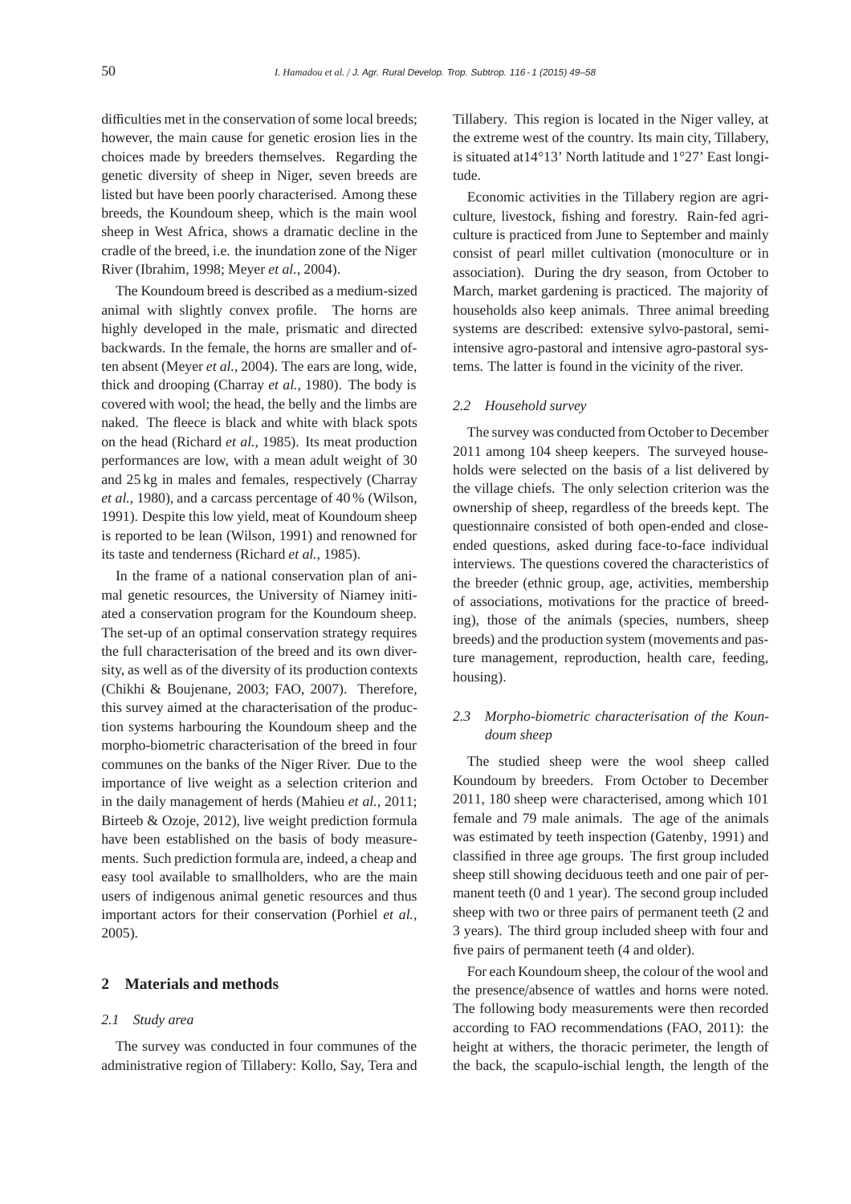difficulties met in the conservation of some local breeds; however, the main cause for genetic erosion lies in the choices made by breeders themselves. Regarding the genetic diversity of sheep in Niger, seven breeds are listed but have been poorly characterised. Among these breeds, the Koundoum sheep, which is the main wool sheep in West Africa, shows a dramatic decline in the cradle of the breed, i.e. the inundation zone of the Niger River (Ibrahim, 1998; Meyer *et al.*, 2004).

The Koundoum breed is described as a medium-sized animal with slightly convex profile. The horns are highly developed in the male, prismatic and directed backwards. In the female, the horns are smaller and often absent (Meyer *et al.*, 2004). The ears are long, wide, thick and drooping (Charray *et al.*, 1980). The body is covered with wool; the head, the belly and the limbs are naked. The fleece is black and white with black spots on the head (Richard *et al.*, 1985). Its meat production performances are low, with a mean adult weight of 30 and 25 kg in males and females, respectively (Charray *et al.*, 1980), and a carcass percentage of 40 % (Wilson, 1991). Despite this low yield, meat of Koundoum sheep is reported to be lean (Wilson, 1991) and renowned for its taste and tenderness (Richard *et al.*, 1985).

In the frame of a national conservation plan of animal genetic resources, the University of Niamey initiated a conservation program for the Koundoum sheep. The set-up of an optimal conservation strategy requires the full characterisation of the breed and its own diversity, as well as of the diversity of its production contexts (Chikhi & Boujenane, 2003; FAO, 2007). Therefore, this survey aimed at the characterisation of the production systems harbouring the Koundoum sheep and the morpho-biometric characterisation of the breed in four communes on the banks of the Niger River. Due to the importance of live weight as a selection criterion and in the daily management of herds (Mahieu *et al.*, 2011; Birteeb & Ozoje, 2012), live weight prediction formula have been established on the basis of body measurements. Such prediction formula are, indeed, a cheap and easy tool available to smallholders, who are the main users of indigenous animal genetic resources and thus important actors for their conservation (Porhiel *et al.*, 2005).

## 2 Materials and methods

### 2.1 Study area

The survey was conducted in four communes of the administrative region of Tillabery: Kollo, Say, Tera and Tillabery. This region is located in the Niger valley, at the extreme west of the country. Its main city, Tillabery, is situated at14°13' North latitude and 1°27' East longitude.

Economic activities in the Tillabery region are agriculture, livestock, fishing and forestry. Rain-fed agriculture is practiced from June to September and mainly consist of pearl millet cultivation (monoculture or in association). During the dry season, from October to March, market gardening is practiced. The majority of households also keep animals. Three animal breeding systems are described: extensive sylvo-pastoral, semi-intensive agro-pastoral and intensive agro-pastoral systems. The latter is found in the vicinity of the river.

### 2.2 Household survey

The survey was conducted from October to December 2011 among 104 sheep keepers. The surveyed households were selected on the basis of a list delivered by the village chiefs. The only selection criterion was the ownership of sheep, regardless of the breeds kept. The questionnaire consisted of both open-ended and close-ended questions, asked during face-to-face individual interviews. The questions covered the characteristics of the breeder (ethnic group, age, activities, membership of associations, motivations for the practice of breeding), those of the animals (species, numbers, sheep breeds) and the production system (movements and pasture management, reproduction, health care, feeding, housing).

### 2.3 Morpho-biometric characterisation of the Koundoum sheep

The studied sheep were the wool sheep called Koundoum by breeders. From October to December 2011, 180 sheep were characterised, among which 101 female and 79 male animals. The age of the animals was estimated by teeth inspection (Gatenby, 1991) and classified in three age groups. The first group included sheep still showing deciduous teeth and one pair of permanent teeth (0 and 1 year). The second group included sheep with two or three pairs of permanent teeth (2 and 3 years). The third group included sheep with four and five pairs of permanent teeth (4 and older).

For each Koundoum sheep, the colour of the wool and the presence/absence of wattles and horns were noted. The following body measurements were then recorded according to FAO recommendations (FAO, 2011): the height at withers, the thoracic perimeter, the length of the back, the scapulo-ischial length, the length of the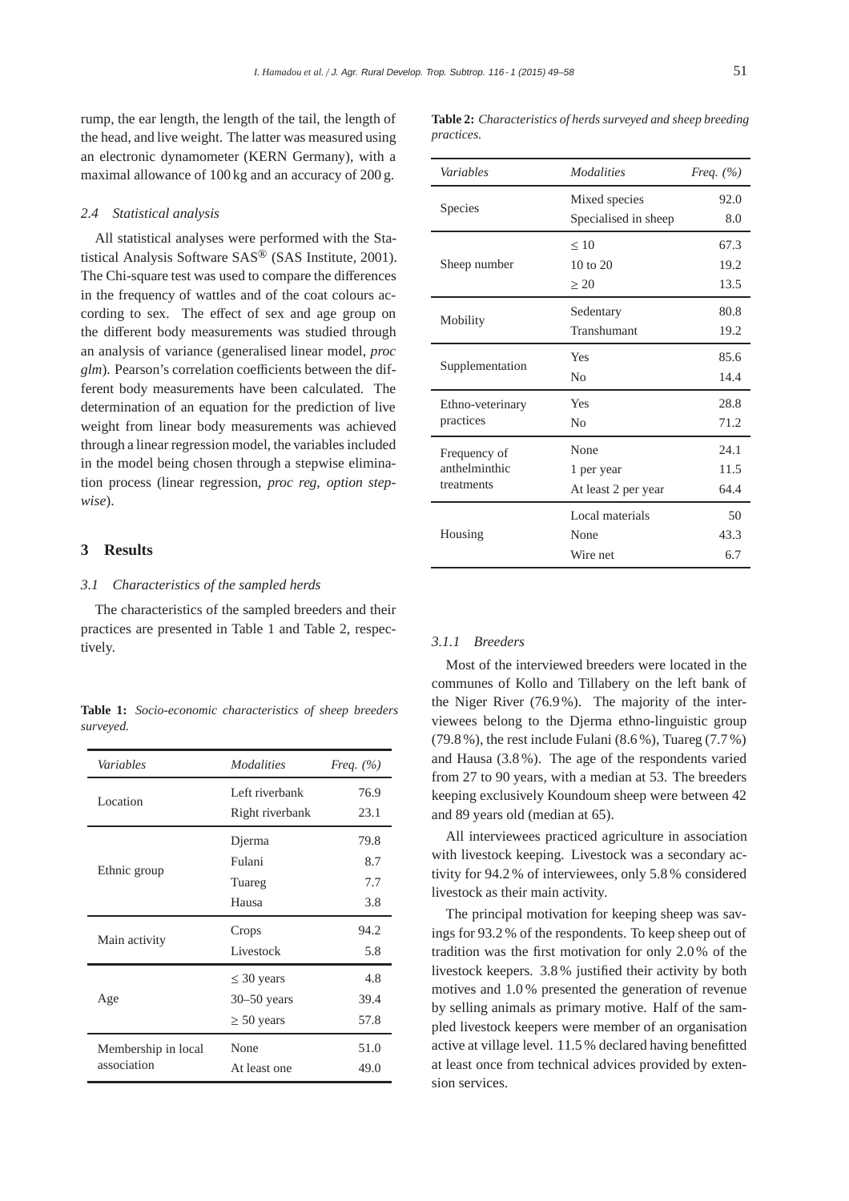rump, the ear length, the length of the tail, the length of the head, and live weight. The latter was measured using an electronic dynamometer (KERN Germany), with a maximal allowance of 100 kg and an accuracy of 200 g.

### *2.4 Statistical analysis*

All statistical analyses were performed with the Statistical Analysis Software SAS® (SAS Institute, 2001). The Chi-square test was used to compare the differences in the frequency of wattles and of the coat colours according to sex. The effect of sex and age group on the different body measurements was studied through an analysis of variance (generalised linear model, *proc glm*). Pearson's correlation coefficients between the different body measurements have been calculated. The determination of an equation for the prediction of live weight from linear body measurements was achieved through a linear regression model, the variables included in the model being chosen through a stepwise elimination process (linear regression, *proc reg, option stepwise*).

## 3 Results

### *3.1 Characteristics of the sampled herds*

The characteristics of the sampled breeders and their practices are presented in Table 1 and Table 2, respectively.

**Table 1:** *Socio-economic characteristics of sheep breeders surveyed.*

| *Variables* | *Modalities* | *Freq. (%)* |
|---|---|---|
| Location | Left riverbank | 76.9 |
| | Right riverbank | 23.1 |
| Ethnic group | Djerma | 79.8 |
| | Fulani | 8.7 |
| | Tuareg | 7.7 |
| | Hausa | 3.8 |
| Main activity | Crops | 94.2 |
| | Livestock | 5.8 |
| Age | $\leq$ 30 years | 4.8 |
| | 30–50 years | 39.4 |
| | $\geq$ 50 years | 57.8 |
| Membership in local association | None | 51.0 |
| | At least one | 49.0 |

**Table 2:** *Characteristics of herds surveyed and sheep breeding practices.*

| *Variables* | *Modalities* | *Freq. (%)* |
|---|---|---|
| Species | Mixed species | 92.0 |
| | Specialised in sheep | 8.0 |
| Sheep number | $\leq$ 10 | 67.3 |
| | 10 to 20 | 19.2 |
| | $\geq$ 20 | 13.5 |
| Mobility | Sedentary | 80.8 |
| | Transhumant | 19.2 |
| Supplementation | Yes | 85.6 |
| | No | 14.4 |
| Ethno-veterinary practices | Yes | 28.8 |
| | No | 71.2 |
| Frequency of anthelminthic treatments | None | 24.1 |
| | 1 per year | 11.5 |
| | At least 2 per year | 64.4 |
| Housing | Local materials | 50 |
| | None | 43.3 |
| | Wire net | 6.7 |

#### *3.1.1 Breeders*

Most of the interviewed breeders were located in the communes of Kollo and Tillabery on the left bank of the Niger River (76.9 %). The majority of the interviewees belong to the Djerma ethno-linguistic group (79.8 %), the rest include Fulani (8.6 %), Tuareg (7.7 %) and Hausa (3.8 %). The age of the respondents varied from 27 to 90 years, with a median at 53. The breeders keeping exclusively Koundoum sheep were between 42 and 89 years old (median at 65).

All interviewees practiced agriculture in association with livestock keeping. Livestock was a secondary activity for 94.2 % of interviewees, only 5.8 % considered livestock as their main activity.

The principal motivation for keeping sheep was savings for 93.2 % of the respondents. To keep sheep out of tradition was the first motivation for only 2.0 % of the livestock keepers. 3.8 % justified their activity by both motives and 1.0 % presented the generation of revenue by selling animals as primary motive. Half of the sampled livestock keepers were member of an organisation active at village level. 11.5 % declared having benefitted at least once from technical advices provided by extension services.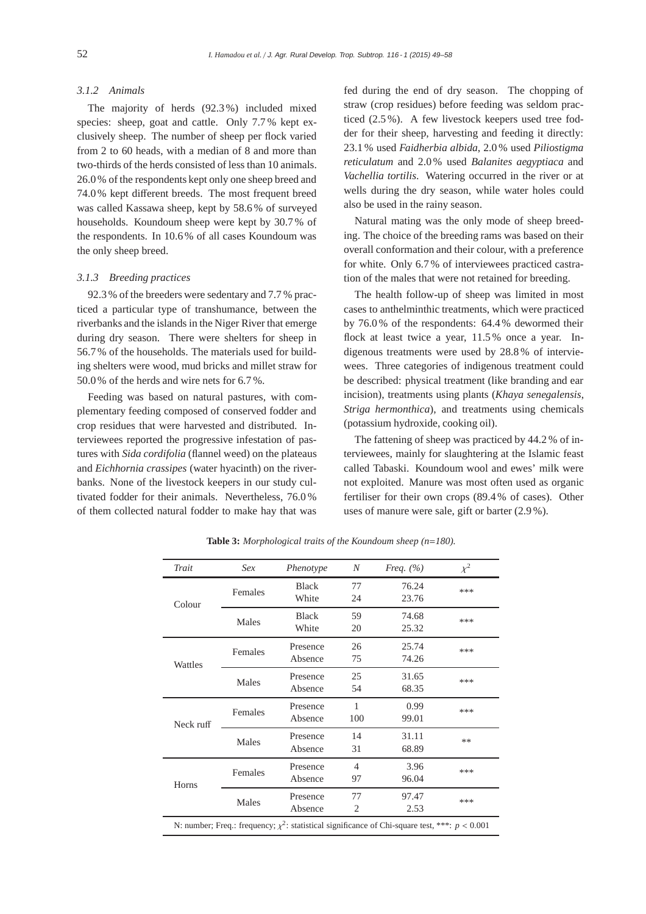### 3.1.2 Animals

The majority of herds (92.3 %) included mixed species: sheep, goat and cattle. Only 7.7 % kept exclusively sheep. The number of sheep per flock varied from 2 to 60 heads, with a median of 8 and more than two-thirds of the herds consisted of less than 10 animals. 26.0 % of the respondents kept only one sheep breed and 74.0 % kept different breeds. The most frequent breed was called Kassawa sheep, kept by 58.6 % of surveyed households. Koundoum sheep were kept by 30.7 % of the respondents. In 10.6 % of all cases Koundoum was the only sheep breed.

### 3.1.3 Breeding practices

92.3 % of the breeders were sedentary and 7.7 % practiced a particular type of transhumance, between the riverbanks and the islands in the Niger River that emerge during dry season. There were shelters for sheep in 56.7 % of the households. The materials used for building shelters were wood, mud bricks and millet straw for 50.0 % of the herds and wire nets for 6.7 %.

Feeding was based on natural pastures, with complementary feeding composed of conserved fodder and crop residues that were harvested and distributed. Interviewees reported the progressive infestation of pastures with *Sida cordifolia* (flannel weed) on the plateaus and *Eichhornia crassipes* (water hyacinth) on the riverbanks. None of the livestock keepers in our study cultivated fodder for their animals. Nevertheless, 76.0 % of them collected natural fodder to make hay that was fed during the end of dry season. The chopping of straw (crop residues) before feeding was seldom practiced (2.5 %). A few livestock keepers used tree fodder for their sheep, harvesting and feeding it directly: 23.1 % used *Faidherbia albida*, 2.0 % used *Piliostigma reticulatum* and 2.0 % used *Balanites aegyptiaca* and *Vachellia tortilis*. Watering occurred in the river or at wells during the dry season, while water holes could also be used in the rainy season.

Natural mating was the only mode of sheep breeding. The choice of the breeding rams was based on their overall conformation and their colour, with a preference for white. Only 6.7 % of interviewees practiced castration of the males that were not retained for breeding.

The health follow-up of sheep was limited in most cases to anthelminthic treatments, which were practiced by 76.0 % of the respondents: 64.4 % dewormed their flock at least twice a year, 11.5 % once a year. Indigenous treatments were used by 28.8 % of interviewees. Three categories of indigenous treatment could be described: physical treatment (like branding and ear incision), treatments using plants (*Khaya senegalensis*, *Striga hermonthica*), and treatments using chemicals (potassium hydroxide, cooking oil).

The fattening of sheep was practiced by 44.2 % of interviewees, mainly for slaughtering at the Islamic feast called Tabaski. Koundoum wool and ewes' milk were not exploited. Manure was most often used as organic fertiliser for their own crops (89.4 % of cases). Other uses of manure were sale, gift or barter (2.9 %).

**Table 3:** *Morphological traits of the Koundoum sheep (n=180).*

| *Trait* | *Sex* | *Phenotype* | *N* | *Freq. (%)* | $\chi^2$ |
|---|---|---|---|---|---|
| Colour | Females | Black | 77 | 76.24 | *** |
| | | White | 24 | 23.76 | |
| | Males | Black | 59 | 74.68 | *** |
| | | White | 20 | 25.32 | |
| Wattles | Females | Presence | 26 | 25.74 | *** |
| | | Absence | 75 | 74.26 | |
| | Males | Presence | 25 | 31.65 | *** |
| | | Absence | 54 | 68.35 | |
| Neck ruff | Females | Presence | 1 | 0.99 | *** |
| | | Absence | 100 | 99.01 | |
| | Males | Presence | 14 | 31.11 | ** |
| | | Absence | 31 | 68.89 | |
| Horns | Females | Presence | 4 | 3.96 | *** |
| | | Absence | 97 | 96.04 | |
| | Males | Presence | 77 | 97.47 | *** |
| | | Absence | 2 | 2.53 | |

N: number; Freq.: frequency; $\chi^2$: statistical significance of Chi-square test, ***: $p < 0.001$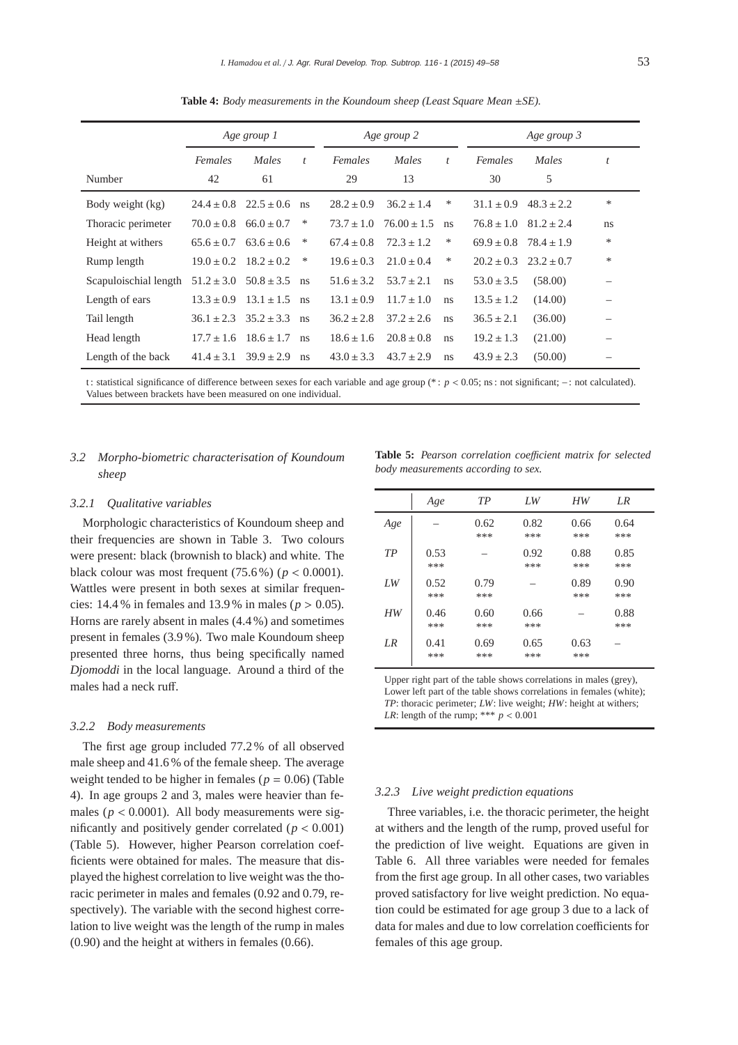**Table 4:** *Body measurements in the Koundoum sheep (Least Square Mean ±SE).*

| | *Age group 1* | | | *Age group 2* | | | *Age group 3* | | |
|---|---|---|---|---|---|---|---|---|---|
| | *Females* | *Males* | *t* | *Females* | *Males* | *t* | *Females* | *Males* | *t* |
| Number | 42 | 61 | | 29 | 13 | | 30 | 5 | |
| Body weight (kg) | 24.4 ± 0.8 | 22.5 ± 0.6 | ns | 28.2 ± 0.9 | 36.2 ± 1.4 | * | 31.1 ± 0.9 | 48.3 ± 2.2 | * |
| Thoracic perimeter | 70.0 ± 0.8 | 66.0 ± 0.7 | * | 73.7 ± 1.0 | 76.00 ± 1.5 | ns | 76.8 ± 1.0 | 81.2 ± 2.4 | ns |
| Height at withers | 65.6 ± 0.7 | 63.6 ± 0.6 | * | 67.4 ± 0.8 | 72.3 ± 1.2 | * | 69.9 ± 0.8 | 78.4 ± 1.9 | * |
| Rump length | 19.0 ± 0.2 | 18.2 ± 0.2 | * | 19.6 ± 0.3 | 21.0 ± 0.4 | * | 20.2 ± 0.3 | 23.2 ± 0.7 | * |
| Scapuloischial length | 51.2 ± 3.0 | 50.8 ± 3.5 | ns | 51.6 ± 3.2 | 53.7 ± 2.1 | ns | 53.0 ± 3.5 | (58.00) | – |
| Length of ears | 13.3 ± 0.9 | 13.1 ± 1.5 | ns | 13.1 ± 0.9 | 11.7 ± 1.0 | ns | 13.5 ± 1.2 | (14.00) | – |
| Tail length | 36.1 ± 2.3 | 35.2 ± 3.3 | ns | 36.2 ± 2.8 | 37.2 ± 2.6 | ns | 36.5 ± 2.1 | (36.00) | – |
| Head length | 17.7 ± 1.6 | 18.6 ± 1.7 | ns | 18.6 ± 1.6 | 20.8 ± 0.8 | ns | 19.2 ± 1.3 | (21.00) | – |
| Length of the back | 41.4 ± 3.1 | 39.9 ± 2.9 | ns | 43.0 ± 3.3 | 43.7 ± 2.9 | ns | 43.9 ± 2.3 | (50.00) | – |

t : statistical significance of difference between sexes for each variable and age group (* : $p < 0.05$; ns : not significant; – : not calculated). Values between brackets have been measured on one individual.

### 3.2 Morpho-biometric characterisation of Koundoum sheep

#### 3.2.1 Qualitative variables

Morphologic characteristics of Koundoum sheep and their frequencies are shown in Table 3. Two colours were present: black (brownish to black) and white. The black colour was most frequent (75.6 %) ($p < 0.0001$). Wattles were present in both sexes at similar frequencies: 14.4 % in females and 13.9 % in males ($p > 0.05$). Horns are rarely absent in males (4.4 %) and sometimes present in females (3.9 %). Two male Koundoum sheep presented three horns, thus being specifically named *Djomoddi* in the local language. Around a third of the males had a neck ruff.

#### 3.2.2 Body measurements

The first age group included 77.2 % of all observed male sheep and 41.6 % of the female sheep. The average weight tended to be higher in females ($p = 0.06$) (Table 4). In age groups 2 and 3, males were heavier than females ($p < 0.0001$). All body measurements were significantly and positively gender correlated ($p < 0.001$) (Table 5). However, higher Pearson correlation coefficients were obtained for males. The measure that displayed the highest correlation to live weight was the thoracic perimeter in males and females (0.92 and 0.79, respectively). The variable with the second highest correlation to live weight was the length of the rump in males (0.90) and the height at withers in females (0.66).

**Table 5:** *Pearson correlation coefficient matrix for selected body measurements according to sex.*

| | *Age* | *TP* | *LW* | *HW* | *LR* |
|---|---|---|---|---|---|
| *Age* | – | 0.62 *** | 0.82 *** | 0.66 *** | 0.64 *** |
| *TP* | 0.53 *** | – | 0.92 *** | 0.88 *** | 0.85 *** |
| *LW* | 0.52 *** | 0.79 *** | – | 0.89 *** | 0.90 *** |
| *HW* | 0.46 *** | 0.60 *** | 0.66 *** | – | 0.88 *** |
| *LR* | 0.41 *** | 0.69 *** | 0.65 *** | 0.63 *** | – |

Upper right part of the table shows correlations in males (grey), Lower left part of the table shows correlations in females (white); *TP*: thoracic perimeter; *LW*: live weight; *HW*: height at withers; *LR*: length of the rump; *** $p < 0.001$

#### 3.2.3 Live weight prediction equations

Three variables, i.e. the thoracic perimeter, the height at withers and the length of the rump, proved useful for the prediction of live weight. Equations are given in Table 6. All three variables were needed for females from the first age group. In all other cases, two variables proved satisfactory for live weight prediction. No equation could be estimated for age group 3 due to a lack of data for males and due to low correlation coefficients for females of this age group.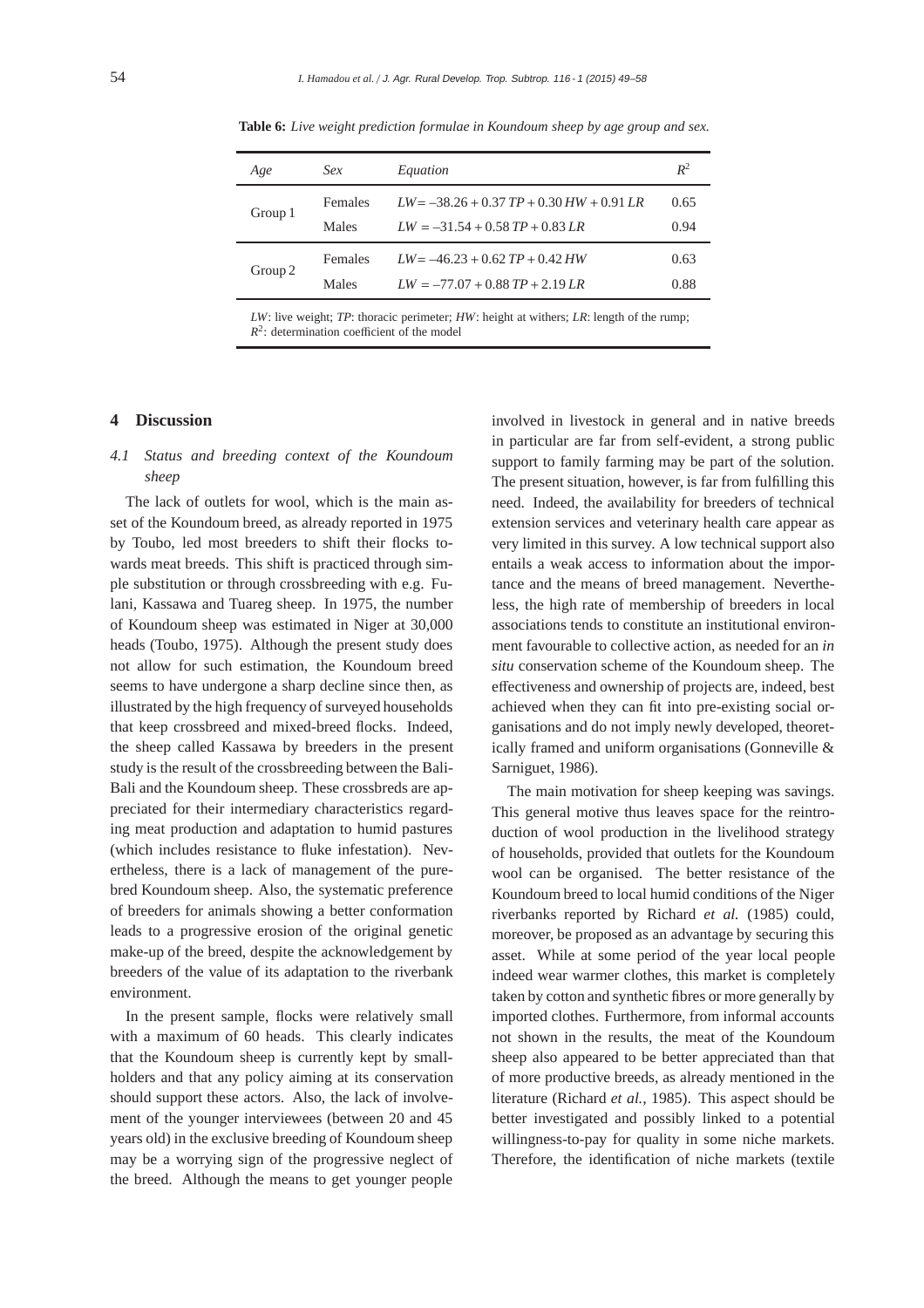**Table 6:** *Live weight prediction formulae in Koundoum sheep by age group and sex.*

| *Age* | *Sex* | *Equation* | $R^2$ |
|---|---|---|---|
| Group 1 | Females | $LW = -38.26 + 0.37\,TP + 0.30\,HW + 0.91\,LR$ | 0.65 |
| | Males | $LW = -31.54 + 0.58\,TP + 0.83\,LR$ | 0.94 |
| Group 2 | Females | $LW = -46.23 + 0.62\,TP + 0.42\,HW$ | 0.63 |
| | Males | $LW = -77.07 + 0.88\,TP + 2.19\,LR$ | 0.88 |

*LW*: live weight; *TP*: thoracic perimeter; *HW*: height at withers; *LR*: length of the rump; $R^2$: determination coefficient of the model

## 4 Discussion

### *4.1 Status and breeding context of the Koundoum sheep*

The lack of outlets for wool, which is the main asset of the Koundoum breed, as already reported in 1975 by Toubo, led most breeders to shift their flocks towards meat breeds. This shift is practiced through simple substitution or through crossbreeding with e.g. Fulani, Kassawa and Tuareg sheep. In 1975, the number of Koundoum sheep was estimated in Niger at 30,000 heads (Toubo, 1975). Although the present study does not allow for such estimation, the Koundoum breed seems to have undergone a sharp decline since then, as illustrated by the high frequency of surveyed households that keep crossbreed and mixed-breed flocks. Indeed, the sheep called Kassawa by breeders in the present study is the result of the crossbreeding between the Bali-Bali and the Koundoum sheep. These crossbreds are appreciated for their intermediary characteristics regarding meat production and adaptation to humid pastures (which includes resistance to fluke infestation). Nevertheless, there is a lack of management of the purebred Koundoum sheep. Also, the systematic preference of breeders for animals showing a better conformation leads to a progressive erosion of the original genetic make-up of the breed, despite the acknowledgement by breeders of the value of its adaptation to the riverbank environment.

In the present sample, flocks were relatively small with a maximum of 60 heads. This clearly indicates that the Koundoum sheep is currently kept by smallholders and that any policy aiming at its conservation should support these actors. Also, the lack of involvement of the younger interviewees (between 20 and 45 years old) in the exclusive breeding of Koundoum sheep may be a worrying sign of the progressive neglect of the breed. Although the means to get younger people involved in livestock in general and in native breeds in particular are far from self-evident, a strong public support to family farming may be part of the solution. The present situation, however, is far from fulfilling this need. Indeed, the availability for breeders of technical extension services and veterinary health care appear as very limited in this survey. A low technical support also entails a weak access to information about the importance and the means of breed management. Nevertheless, the high rate of membership of breeders in local associations tends to constitute an institutional environment favourable to collective action, as needed for an *in situ* conservation scheme of the Koundoum sheep. The effectiveness and ownership of projects are, indeed, best achieved when they can fit into pre-existing social organisations and do not imply newly developed, theoretically framed and uniform organisations (Gonneville & Sarniguet, 1986).

The main motivation for sheep keeping was savings. This general motive thus leaves space for the reintroduction of wool production in the livelihood strategy of households, provided that outlets for the Koundoum wool can be organised. The better resistance of the Koundoum breed to local humid conditions of the Niger riverbanks reported by Richard *et al.* (1985) could, moreover, be proposed as an advantage by securing this asset. While at some period of the year local people indeed wear warmer clothes, this market is completely taken by cotton and synthetic fibres or more generally by imported clothes. Furthermore, from informal accounts not shown in the results, the meat of the Koundoum sheep also appeared to be better appreciated than that of more productive breeds, as already mentioned in the literature (Richard *et al.*, 1985). This aspect should be better investigated and possibly linked to a potential willingness-to-pay for quality in some niche markets. Therefore, the identification of niche markets (textile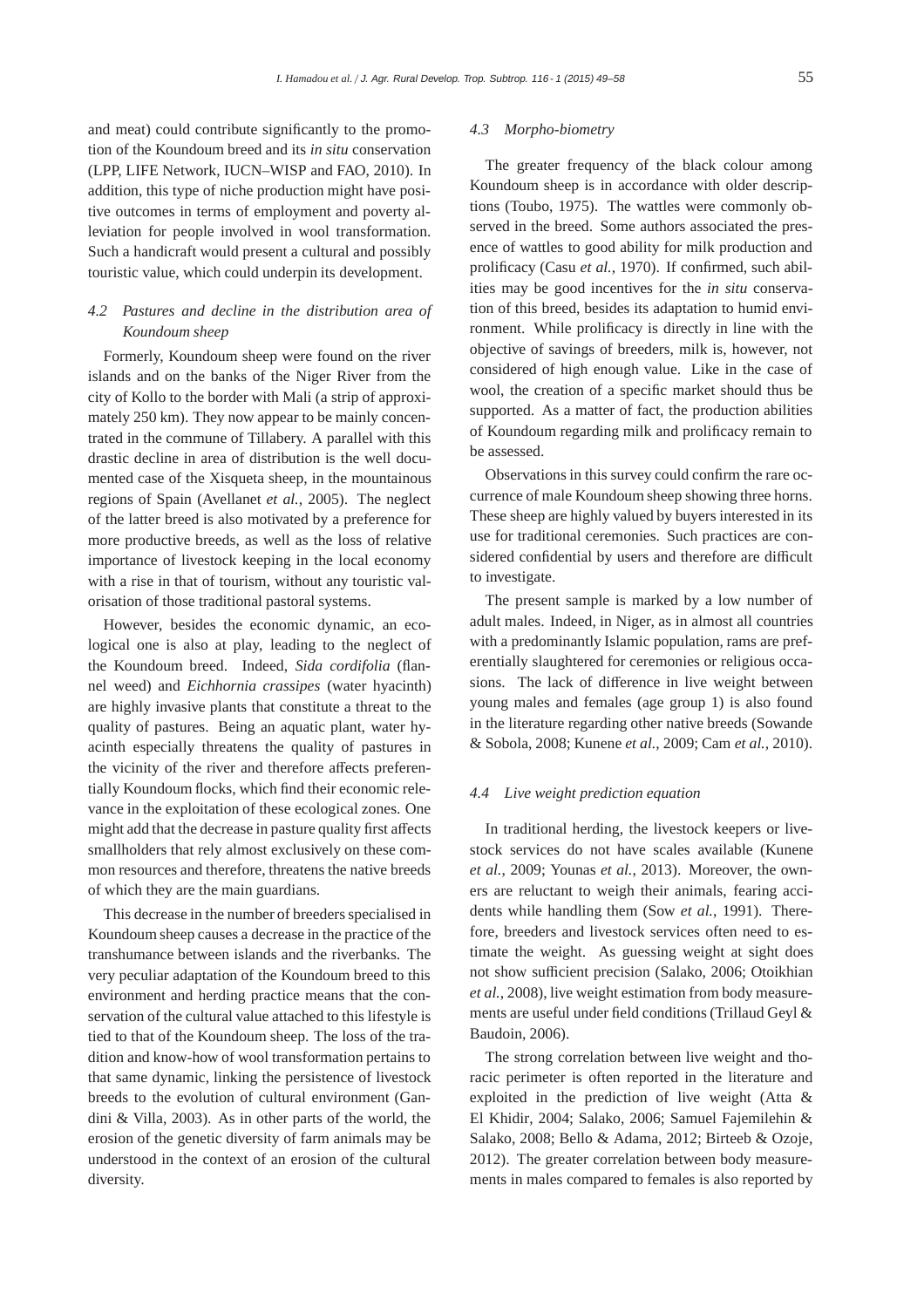and meat) could contribute significantly to the promotion of the Koundoum breed and its *in situ* conservation (LPP, LIFE Network, IUCN–WISP and FAO, 2010). In addition, this type of niche production might have positive outcomes in terms of employment and poverty alleviation for people involved in wool transformation. Such a handicraft would present a cultural and possibly touristic value, which could underpin its development.

### 4.2 Pastures and decline in the distribution area of Koundoum sheep

Formerly, Koundoum sheep were found on the river islands and on the banks of the Niger River from the city of Kollo to the border with Mali (a strip of approximately 250 km). They now appear to be mainly concentrated in the commune of Tillabery. A parallel with this drastic decline in area of distribution is the well documented case of the Xisqueta sheep, in the mountainous regions of Spain (Avellanet *et al.*, 2005). The neglect of the latter breed is also motivated by a preference for more productive breeds, as well as the loss of relative importance of livestock keeping in the local economy with a rise in that of tourism, without any touristic valorisation of those traditional pastoral systems.

However, besides the economic dynamic, an ecological one is also at play, leading to the neglect of the Koundoum breed. Indeed, *Sida cordifolia* (flannel weed) and *Eichhornia crassipes* (water hyacinth) are highly invasive plants that constitute a threat to the quality of pastures. Being an aquatic plant, water hyacinth especially threatens the quality of pastures in the vicinity of the river and therefore affects preferentially Koundoum flocks, which find their economic relevance in the exploitation of these ecological zones. One might add that the decrease in pasture quality first affects smallholders that rely almost exclusively on these common resources and therefore, threatens the native breeds of which they are the main guardians.

This decrease in the number of breeders specialised in Koundoum sheep causes a decrease in the practice of the transhumance between islands and the riverbanks. The very peculiar adaptation of the Koundoum breed to this environment and herding practice means that the conservation of the cultural value attached to this lifestyle is tied to that of the Koundoum sheep. The loss of the tradition and know-how of wool transformation pertains to that same dynamic, linking the persistence of livestock breeds to the evolution of cultural environment (Gandini & Villa, 2003). As in other parts of the world, the erosion of the genetic diversity of farm animals may be understood in the context of an erosion of the cultural diversity.

### 4.3 Morpho-biometry

The greater frequency of the black colour among Koundoum sheep is in accordance with older descriptions (Toubo, 1975). The wattles were commonly observed in the breed. Some authors associated the presence of wattles to good ability for milk production and prolificacy (Casu *et al.*, 1970). If confirmed, such abilities may be good incentives for the *in situ* conservation of this breed, besides its adaptation to humid environment. While prolificacy is directly in line with the objective of savings of breeders, milk is, however, not considered of high enough value. Like in the case of wool, the creation of a specific market should thus be supported. As a matter of fact, the production abilities of Koundoum regarding milk and prolificacy remain to be assessed.

Observations in this survey could confirm the rare occurrence of male Koundoum sheep showing three horns. These sheep are highly valued by buyers interested in its use for traditional ceremonies. Such practices are considered confidential by users and therefore are difficult to investigate.

The present sample is marked by a low number of adult males. Indeed, in Niger, as in almost all countries with a predominantly Islamic population, rams are preferentially slaughtered for ceremonies or religious occasions. The lack of difference in live weight between young males and females (age group 1) is also found in the literature regarding other native breeds (Sowande & Sobola, 2008; Kunene *et al.*, 2009; Cam *et al.*, 2010).

### 4.4 Live weight prediction equation

In traditional herding, the livestock keepers or livestock services do not have scales available (Kunene *et al.*, 2009; Younas *et al.*, 2013). Moreover, the owners are reluctant to weigh their animals, fearing accidents while handling them (Sow *et al.*, 1991). Therefore, breeders and livestock services often need to estimate the weight. As guessing weight at sight does not show sufficient precision (Salako, 2006; Otoikhian *et al.*, 2008), live weight estimation from body measurements are useful under field conditions (Trillaud Geyl & Baudoin, 2006).

The strong correlation between live weight and thoracic perimeter is often reported in the literature and exploited in the prediction of live weight (Atta & El Khidir, 2004; Salako, 2006; Samuel Fajemilehin & Salako, 2008; Bello & Adama, 2012; Birteeb & Ozoje, 2012). The greater correlation between body measurements in males compared to females is also reported by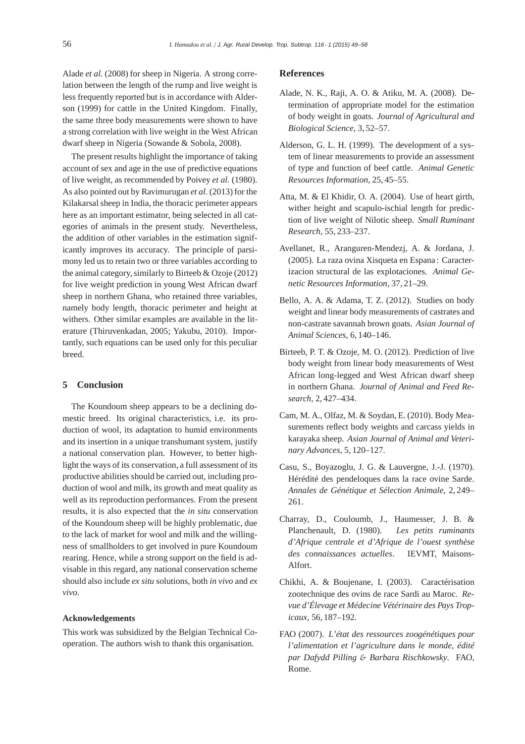Alade *et al.* (2008) for sheep in Nigeria. A strong correlation between the length of the rump and live weight is less frequently reported but is in accordance with Alderson (1999) for cattle in the United Kingdom. Finally, the same three body measurements were shown to have a strong correlation with live weight in the West African dwarf sheep in Nigeria (Sowande & Sobola, 2008).

The present results highlight the importance of taking account of sex and age in the use of predictive equations of live weight, as recommended by Poivey *et al.* (1980). As also pointed out by Ravimurugan *et al.* (2013) for the Kilakarsal sheep in India, the thoracic perimeter appears here as an important estimator, being selected in all categories of animals in the present study. Nevertheless, the addition of other variables in the estimation significantly improves its accuracy. The principle of parsimony led us to retain two or three variables according to the animal category, similarly to Birteeb & Ozoje (2012) for live weight prediction in young West African dwarf sheep in northern Ghana, who retained three variables, namely body length, thoracic perimeter and height at withers. Other similar examples are available in the literature (Thiruvenkadan, 2005; Yakubu, 2010). Importantly, such equations can be used only for this peculiar breed.

## 5 Conclusion

The Koundoum sheep appears to be a declining domestic breed. Its original characteristics, i.e. its production of wool, its adaptation to humid environments and its insertion in a unique transhumant system, justify a national conservation plan. However, to better highlight the ways of its conservation, a full assessment of its productive abilities should be carried out, including production of wool and milk, its growth and meat quality as well as its reproduction performances. From the present results, it is also expected that the *in situ* conservation of the Koundoum sheep will be highly problematic, due to the lack of market for wool and milk and the willingness of smallholders to get involved in pure Koundoum rearing. Hence, while a strong support on the field is advisable in this regard, any national conservation scheme should also include *ex situ* solutions, both *in vivo* and *ex vivo*.

### Acknowledgements

This work was subsidized by the Belgian Technical Cooperation. The authors wish to thank this organisation.

## References

Alade, N. K., Raji, A. O. & Atiku, M. A. (2008). Determination of appropriate model for the estimation of body weight in goats. *Journal of Agricultural and Biological Science*, 3, 52–57.

Alderson, G. L. H. (1999). The development of a system of linear measurements to provide an assessment of type and function of beef cattle. *Animal Genetic Resources Information*, 25, 45–55.

Atta, M. & El Khidir, O. A. (2004). Use of heart girth, wither height and scapulo-ischial length for prediction of live weight of Nilotic sheep. *Small Ruminant Research*, 55, 233–237.

Avellanet, R., Aranguren-Mendezj, A. & Jordana, J. (2005). La raza ovina Xisqueta en Espana : Caracterizacion structural de las explotaciones. *Animal Genetic Resources Information*, 37, 21–29.

Bello, A. A. & Adama, T. Z. (2012). Studies on body weight and linear body measurements of castrates and non-castrate savannah brown goats. *Asian Journal of Animal Sciences*, 6, 140–146.

Birteeb, P. T. & Ozoje, M. O. (2012). Prediction of live body weight from linear body measurements of West African long-legged and West African dwarf sheep in northern Ghana. *Journal of Animal and Feed Research*, 2, 427–434.

Cam, M. A., Olfaz, M. & Soydan, E. (2010). Body Measurements reflect body weights and carcass yields in karayaka sheep. *Asian Journal of Animal and Veterinary Advances*, 5, 120–127.

Casu, S., Boyazoglu, J. G. & Lauvergne, J.-J. (1970). Hérédité des pendeloques dans la race ovine Sarde. *Annales de Génétique et Sélection Animale*, 2, 249–261.

Charray, D., Couloumb, J., Haumesser, J. B. & Planchenault, D. (1980). *Les petits ruminants d'Afrique centrale et d'Afrique de l'ouest synthèse des connaissances actuelles*. IEVMT, Maisons-Alfort.

Chikhi, A. & Boujenane, I. (2003). Caractérisation zootechnique des ovins de race Sardi au Maroc. *Revue d'Élevage et Médecine Vétérinaire des Pays Tropicaux*, 56, 187–192.

FAO (2007). *L'état des ressources zoogénétiques pour l'alimentation et l'agriculture dans le monde, édité par Dafydd Pilling & Barbara Rischkowsky*. FAO, Rome.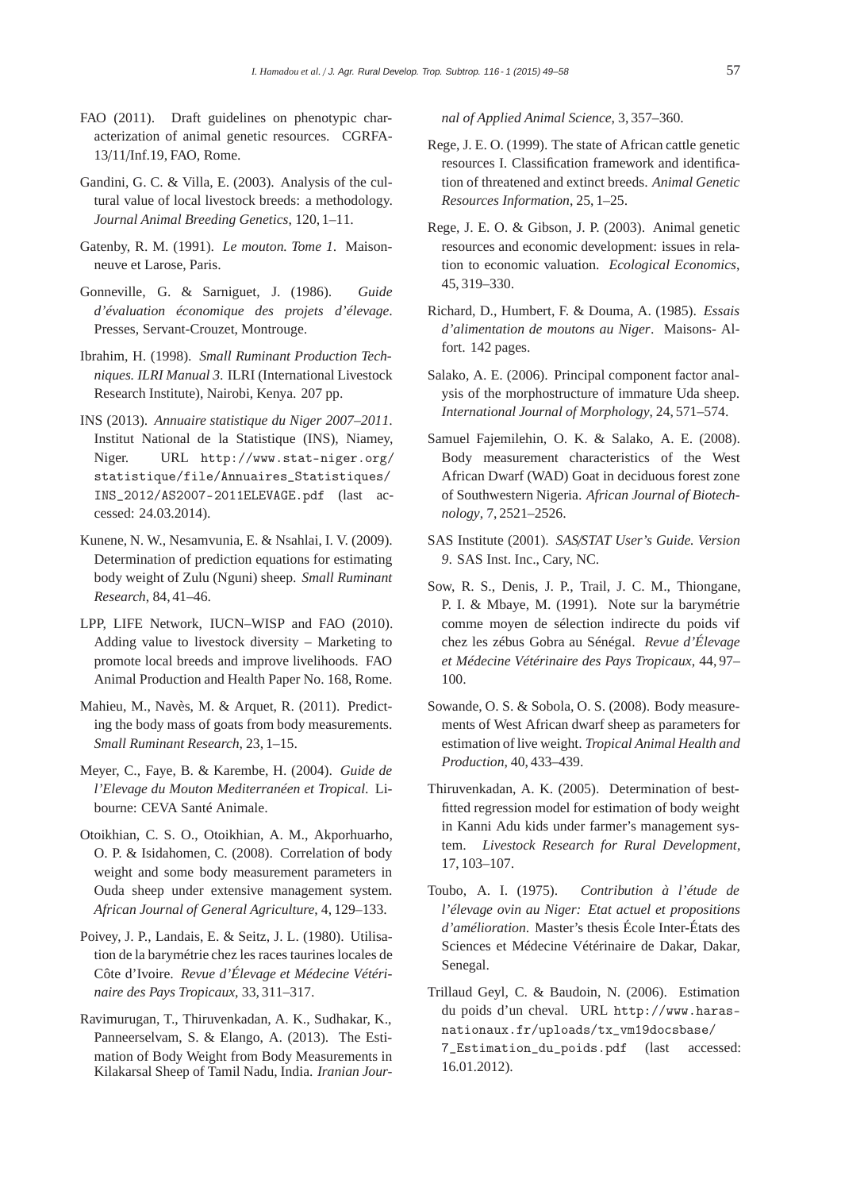FAO (2011). Draft guidelines on phenotypic characterization of animal genetic resources. CGRFA-13/11/Inf.19, FAO, Rome.

Gandini, G. C. & Villa, E. (2003). Analysis of the cultural value of local livestock breeds: a methodology. *Journal Animal Breeding Genetics*, 120, 1–11.

Gatenby, R. M. (1991). *Le mouton. Tome 1*. Maisonneuve et Larose, Paris.

Gonneville, G. & Sarniguet, J. (1986). *Guide d'évaluation économique des projets d'élevage*. Presses, Servant-Crouzet, Montrouge.

Ibrahim, H. (1998). *Small Ruminant Production Techniques. ILRI Manual 3*. ILRI (International Livestock Research Institute), Nairobi, Kenya. 207 pp.

INS (2013). *Annuaire statistique du Niger 2007–2011*. Institut National de la Statistique (INS), Niamey, Niger. URL http://www.stat-niger.org/statistique/file/Annuaires_Statistiques/INS_2012/AS2007-2011ELEVAGE.pdf (last accessed: 24.03.2014).

Kunene, N. W., Nesamvunia, E. & Nsahlai, I. V. (2009). Determination of prediction equations for estimating body weight of Zulu (Nguni) sheep. *Small Ruminant Research*, 84, 41–46.

LPP, LIFE Network, IUCN–WISP and FAO (2010). Adding value to livestock diversity – Marketing to promote local breeds and improve livelihoods. FAO Animal Production and Health Paper No. 168, Rome.

Mahieu, M., Navès, M. & Arquet, R. (2011). Predicting the body mass of goats from body measurements. *Small Ruminant Research*, 23, 1–15.

Meyer, C., Faye, B. & Karembe, H. (2004). *Guide de l'Elevage du Mouton Mediterranéen et Tropical*. Libourne: CEVA Santé Animale.

Otoikhian, C. S. O., Otoikhian, A. M., Akporhuarho, O. P. & Isidahomen, C. (2008). Correlation of body weight and some body measurement parameters in Ouda sheep under extensive management system. *African Journal of General Agriculture*, 4, 129–133.

Poivey, J. P., Landais, E. & Seitz, J. L. (1980). Utilisation de la barymétrie chez les races taurines locales de Côte d'Ivoire. *Revue d'Élevage et Médecine Vétérinaire des Pays Tropicaux*, 33, 311–317.

Ravimurugan, T., Thiruvenkadan, A. K., Sudhakar, K., Panneerselvam, S. & Elango, A. (2013). The Estimation of Body Weight from Body Measurements in Kilakarsal Sheep of Tamil Nadu, India. *Iranian Journal of Applied Animal Science*, 3, 357–360.

Rege, J. E. O. (1999). The state of African cattle genetic resources I. Classification framework and identification of threatened and extinct breeds. *Animal Genetic Resources Information*, 25, 1–25.

Rege, J. E. O. & Gibson, J. P. (2003). Animal genetic resources and economic development: issues in relation to economic valuation. *Ecological Economics*, 45, 319–330.

Richard, D., Humbert, F. & Douma, A. (1985). *Essais d'alimentation de moutons au Niger*. Maisons- Alfort. 142 pages.

Salako, A. E. (2006). Principal component factor analysis of the morphostructure of immature Uda sheep. *International Journal of Morphology*, 24, 571–574.

Samuel Fajemilehin, O. K. & Salako, A. E. (2008). Body measurement characteristics of the West African Dwarf (WAD) Goat in deciduous forest zone of Southwestern Nigeria. *African Journal of Biotechnology*, 7, 2521–2526.

SAS Institute (2001). *SAS/STAT User's Guide. Version 9*. SAS Inst. Inc., Cary, NC.

Sow, R. S., Denis, J. P., Trail, J. C. M., Thiongane, P. I. & Mbaye, M. (1991). Note sur la barymétrie comme moyen de sélection indirecte du poids vif chez les zébus Gobra au Sénégal. *Revue d'Élevage et Médecine Vétérinaire des Pays Tropicaux*, 44, 97–100.

Sowande, O. S. & Sobola, O. S. (2008). Body measurements of West African dwarf sheep as parameters for estimation of live weight. *Tropical Animal Health and Production*, 40, 433–439.

Thiruvenkadan, A. K. (2005). Determination of best-fitted regression model for estimation of body weight in Kanni Adu kids under farmer's management system. *Livestock Research for Rural Development*, 17, 103–107.

Toubo, A. I. (1975). *Contribution à l'étude de l'élevage ovin au Niger: Etat actuel et propositions d'amélioration*. Master's thesis École Inter-États des Sciences et Médecine Vétérinaire de Dakar, Dakar, Senegal.

Trillaud Geyl, C. & Baudoin, N. (2006). Estimation du poids d'un cheval. URL http://www.haras-nationaux.fr/uploads/tx_vm19docsbase/7_Estimation_du_poids.pdf (last accessed: 16.01.2012).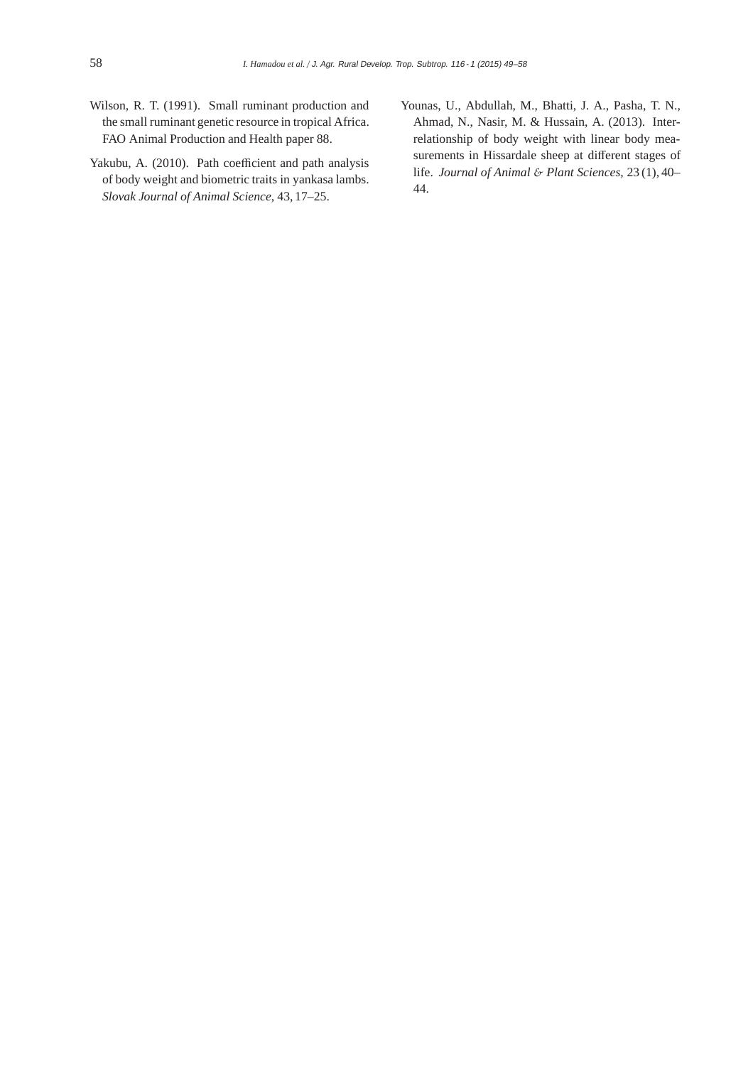Wilson, R. T. (1991). Small ruminant production and the small ruminant genetic resource in tropical Africa. FAO Animal Production and Health paper 88.

Yakubu, A. (2010). Path coefficient and path analysis of body weight and biometric traits in yankasa lambs. *Slovak Journal of Animal Science*, 43, 17–25.

Younas, U., Abdullah, M., Bhatti, J. A., Pasha, T. N., Ahmad, N., Nasir, M. & Hussain, A. (2013). Interrelationship of body weight with linear body measurements in Hissardale sheep at different stages of life. *Journal of Animal & Plant Sciences*, 23 (1), 40–44.